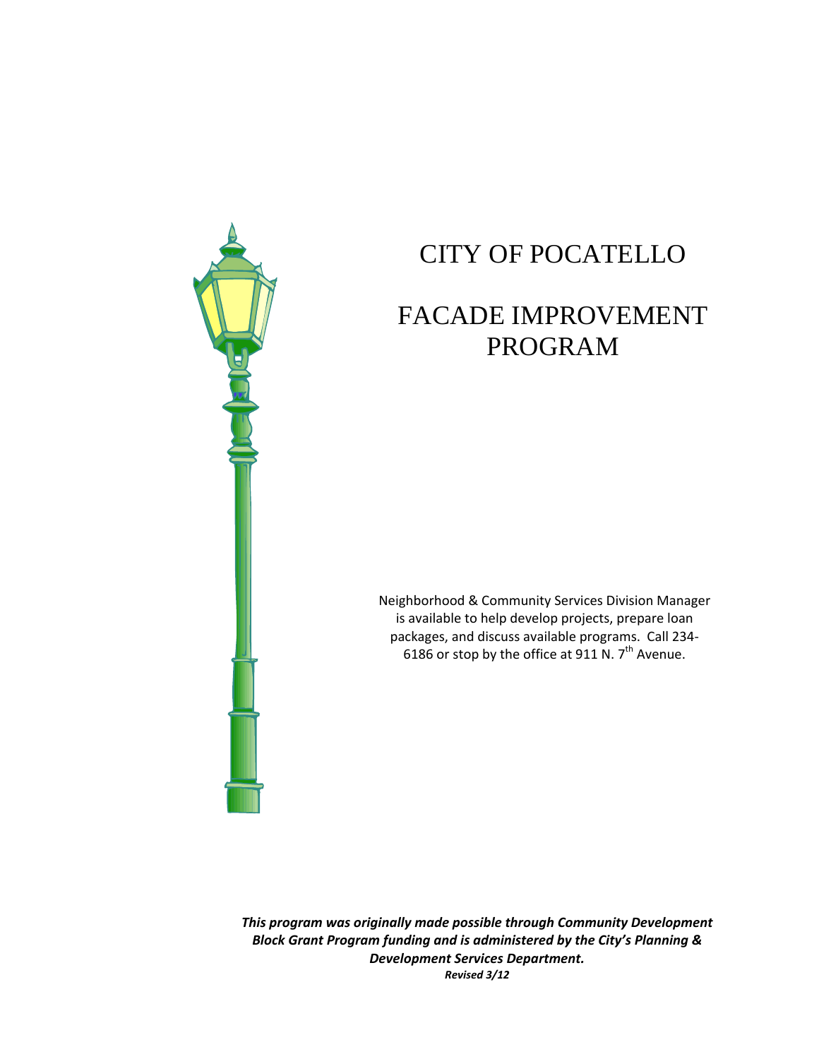# CITY OF POCATELLO

# FACADE IMPROVEMENT PROGRAM

Neighborhood & Community Services Division Manager is available to help develop projects, prepare loan packages, and discuss available programs. Call 234-6186 or stop by the office at 911 N. 7th Avenue.

***This program was originally made possible through Community Development Block Grant Program funding and is administered by the City's Planning & Development Services Department.***

***Revised 3/12***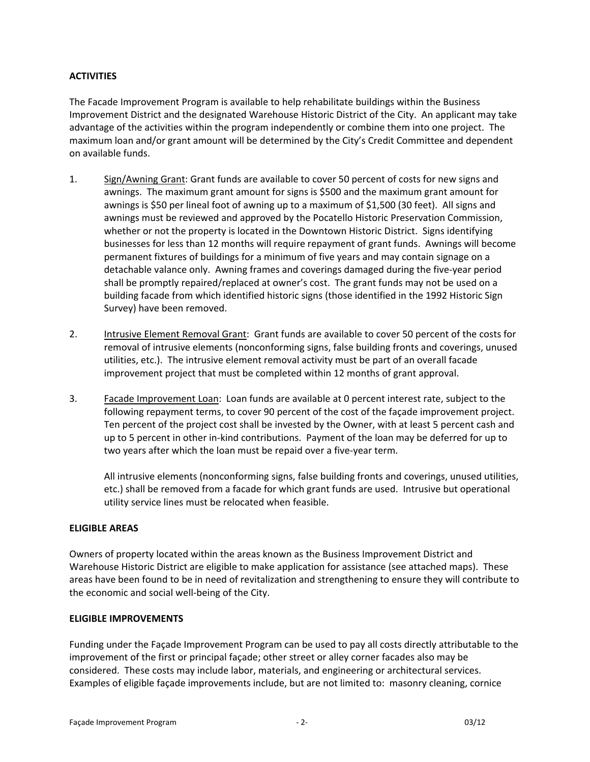**ACTIVITIES**

The Facade Improvement Program is available to help rehabilitate buildings within the Business Improvement District and the designated Warehouse Historic District of the City. An applicant may take advantage of the activities within the program independently or combine them into one project. The maximum loan and/or grant amount will be determined by the City's Credit Committee and dependent on available funds.

1. <u>Sign/Awning Grant</u>: Grant funds are available to cover 50 percent of costs for new signs and awnings. The maximum grant amount for signs is $500 and the maximum grant amount for awnings is $50 per lineal foot of awning up to a maximum of $1,500 (30 feet). All signs and awnings must be reviewed and approved by the Pocatello Historic Preservation Commission, whether or not the property is located in the Downtown Historic District. Signs identifying businesses for less than 12 months will require repayment of grant funds. Awnings will become permanent fixtures of buildings for a minimum of five years and may contain signage on a detachable valance only. Awning frames and coverings damaged during the five-year period shall be promptly repaired/replaced at owner's cost. The grant funds may not be used on a building facade from which identified historic signs (those identified in the 1992 Historic Sign Survey) have been removed.

2. <u>Intrusive Element Removal Grant</u>: Grant funds are available to cover 50 percent of the costs for removal of intrusive elements (nonconforming signs, false building fronts and coverings, unused utilities, etc.). The intrusive element removal activity must be part of an overall facade improvement project that must be completed within 12 months of grant approval.

3. <u>Facade Improvement Loan</u>: Loan funds are available at 0 percent interest rate, subject to the following repayment terms, to cover 90 percent of the cost of the façade improvement project. Ten percent of the project cost shall be invested by the Owner, with at least 5 percent cash and up to 5 percent in other in-kind contributions. Payment of the loan may be deferred for up to two years after which the loan must be repaid over a five-year term.

   All intrusive elements (nonconforming signs, false building fronts and coverings, unused utilities, etc.) shall be removed from a facade for which grant funds are used. Intrusive but operational utility service lines must be relocated when feasible.

**ELIGIBLE AREAS**

Owners of property located within the areas known as the Business Improvement District and Warehouse Historic District are eligible to make application for assistance (see attached maps). These areas have been found to be in need of revitalization and strengthening to ensure they will contribute to the economic and social well-being of the City.

**ELIGIBLE IMPROVEMENTS**

Funding under the Façade Improvement Program can be used to pay all costs directly attributable to the improvement of the first or principal façade; other street or alley corner facades also may be considered. These costs may include labor, materials, and engineering or architectural services. Examples of eligible façade improvements include, but are not limited to: masonry cleaning, cornice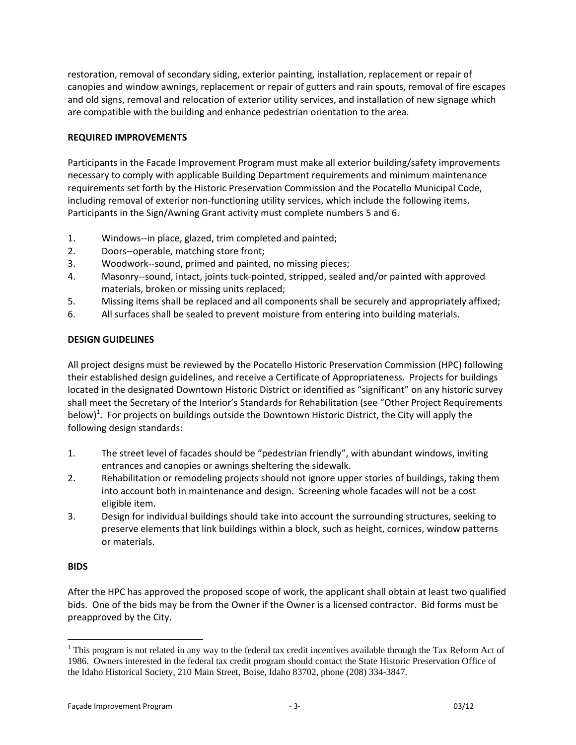restoration, removal of secondary siding, exterior painting, installation, replacement or repair of canopies and window awnings, replacement or repair of gutters and rain spouts, removal of fire escapes and old signs, removal and relocation of exterior utility services, and installation of new signage which are compatible with the building and enhance pedestrian orientation to the area.

**REQUIRED IMPROVEMENTS**

Participants in the Facade Improvement Program must make all exterior building/safety improvements necessary to comply with applicable Building Department requirements and minimum maintenance requirements set forth by the Historic Preservation Commission and the Pocatello Municipal Code, including removal of exterior non-functioning utility services, which include the following items. Participants in the Sign/Awning Grant activity must complete numbers 5 and 6.

1. Windows--in place, glazed, trim completed and painted;
2. Doors--operable, matching store front;
3. Woodwork--sound, primed and painted, no missing pieces;
4. Masonry--sound, intact, joints tuck-pointed, stripped, sealed and/or painted with approved materials, broken or missing units replaced;
5. Missing items shall be replaced and all components shall be securely and appropriately affixed;
6. All surfaces shall be sealed to prevent moisture from entering into building materials.

**DESIGN GUIDELINES**

All project designs must be reviewed by the Pocatello Historic Preservation Commission (HPC) following their established design guidelines, and receive a Certificate of Appropriateness. Projects for buildings located in the designated Downtown Historic District or identified as "significant" on any historic survey shall meet the Secretary of the Interior's Standards for Rehabilitation (see "Other Project Requirements below)[1]. For projects on buildings outside the Downtown Historic District, the City will apply the following design standards:

1. The street level of facades should be "pedestrian friendly", with abundant windows, inviting entrances and canopies or awnings sheltering the sidewalk.
2. Rehabilitation or remodeling projects should not ignore upper stories of buildings, taking them into account both in maintenance and design. Screening whole facades will not be a cost eligible item.
3. Design for individual buildings should take into account the surrounding structures, seeking to preserve elements that link buildings within a block, such as height, cornices, window patterns or materials.

**BIDS**

After the HPC has approved the proposed scope of work, the applicant shall obtain at least two qualified bids. One of the bids may be from the Owner if the Owner is a licensed contractor. Bid forms must be preapproved by the City.

[1] This program is not related in any way to the federal tax credit incentives available through the Tax Reform Act of 1986. Owners interested in the federal tax credit program should contact the State Historic Preservation Office of the Idaho Historical Society, 210 Main Street, Boise, Idaho 83702, phone (208) 334-3847.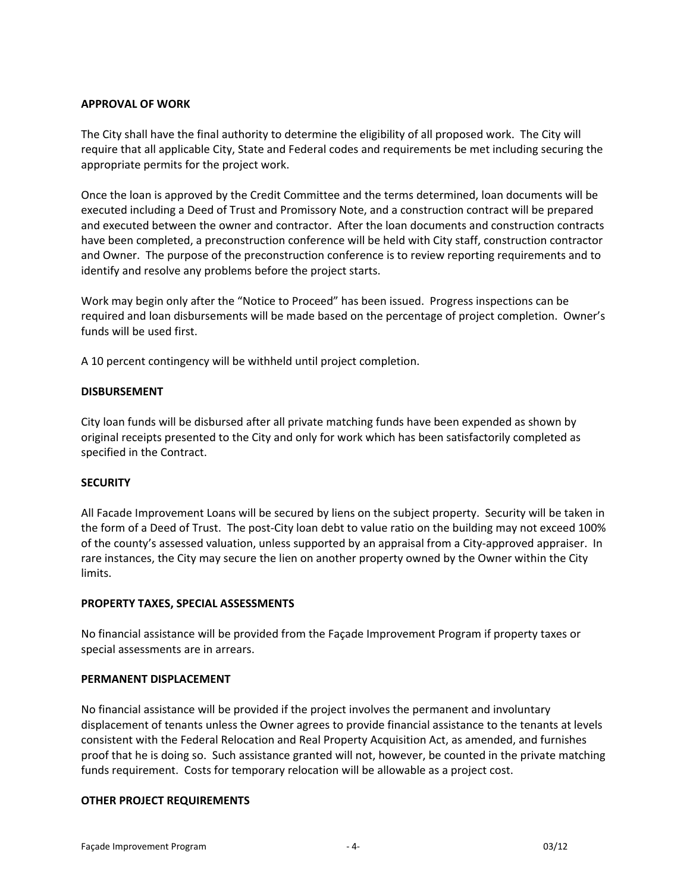## APPROVAL OF WORK

The City shall have the final authority to determine the eligibility of all proposed work. The City will require that all applicable City, State and Federal codes and requirements be met including securing the appropriate permits for the project work.

Once the loan is approved by the Credit Committee and the terms determined, loan documents will be executed including a Deed of Trust and Promissory Note, and a construction contract will be prepared and executed between the owner and contractor. After the loan documents and construction contracts have been completed, a preconstruction conference will be held with City staff, construction contractor and Owner. The purpose of the preconstruction conference is to review reporting requirements and to identify and resolve any problems before the project starts.

Work may begin only after the "Notice to Proceed" has been issued. Progress inspections can be required and loan disbursements will be made based on the percentage of project completion. Owner's funds will be used first.

A 10 percent contingency will be withheld until project completion.

## DISBURSEMENT

City loan funds will be disbursed after all private matching funds have been expended as shown by original receipts presented to the City and only for work which has been satisfactorily completed as specified in the Contract.

## SECURITY

All Facade Improvement Loans will be secured by liens on the subject property. Security will be taken in the form of a Deed of Trust. The post-City loan debt to value ratio on the building may not exceed 100% of the county's assessed valuation, unless supported by an appraisal from a City-approved appraiser. In rare instances, the City may secure the lien on another property owned by the Owner within the City limits.

## PROPERTY TAXES, SPECIAL ASSESSMENTS

No financial assistance will be provided from the Façade Improvement Program if property taxes or special assessments are in arrears.

## PERMANENT DISPLACEMENT

No financial assistance will be provided if the project involves the permanent and involuntary displacement of tenants unless the Owner agrees to provide financial assistance to the tenants at levels consistent with the Federal Relocation and Real Property Acquisition Act, as amended, and furnishes proof that he is doing so. Such assistance granted will not, however, be counted in the private matching funds requirement. Costs for temporary relocation will be allowable as a project cost.

## OTHER PROJECT REQUIREMENTS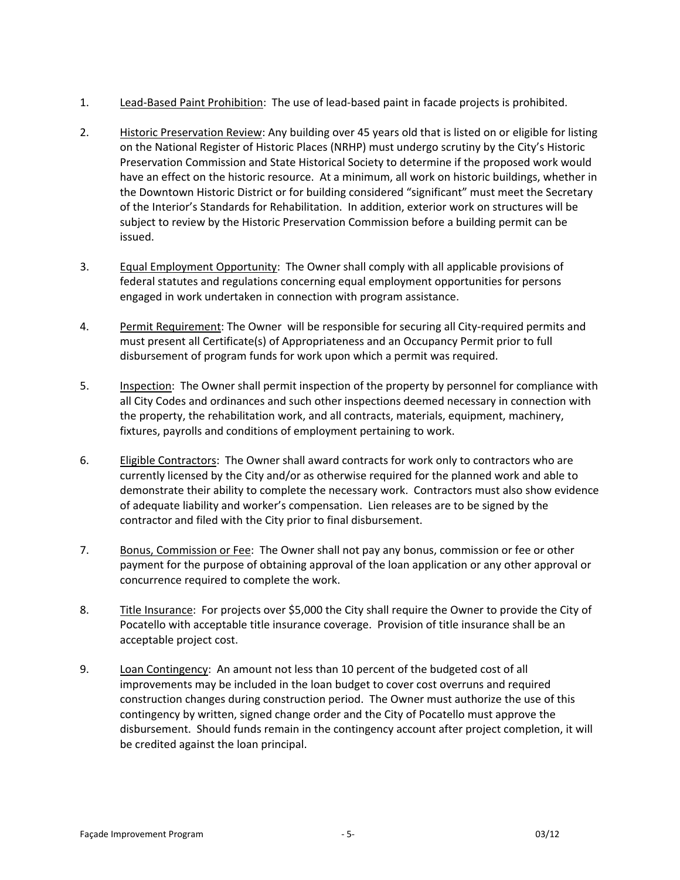1. <u>Lead-Based Paint Prohibition</u>: The use of lead-based paint in facade projects is prohibited.

2. <u>Historic Preservation Review</u>: Any building over 45 years old that is listed on or eligible for listing on the National Register of Historic Places (NRHP) must undergo scrutiny by the City's Historic Preservation Commission and State Historical Society to determine if the proposed work would have an effect on the historic resource. At a minimum, all work on historic buildings, whether in the Downtown Historic District or for building considered "significant" must meet the Secretary of the Interior's Standards for Rehabilitation. In addition, exterior work on structures will be subject to review by the Historic Preservation Commission before a building permit can be issued.

3. <u>Equal Employment Opportunity</u>: The Owner shall comply with all applicable provisions of federal statutes and regulations concerning equal employment opportunities for persons engaged in work undertaken in connection with program assistance.

4. <u>Permit Requirement</u>: The Owner will be responsible for securing all City-required permits and must present all Certificate(s) of Appropriateness and an Occupancy Permit prior to full disbursement of program funds for work upon which a permit was required.

5. <u>Inspection</u>: The Owner shall permit inspection of the property by personnel for compliance with all City Codes and ordinances and such other inspections deemed necessary in connection with the property, the rehabilitation work, and all contracts, materials, equipment, machinery, fixtures, payrolls and conditions of employment pertaining to work.

6. <u>Eligible Contractors</u>: The Owner shall award contracts for work only to contractors who are currently licensed by the City and/or as otherwise required for the planned work and able to demonstrate their ability to complete the necessary work. Contractors must also show evidence of adequate liability and worker's compensation. Lien releases are to be signed by the contractor and filed with the City prior to final disbursement.

7. <u>Bonus, Commission or Fee</u>: The Owner shall not pay any bonus, commission or fee or other payment for the purpose of obtaining approval of the loan application or any other approval or concurrence required to complete the work.

8. <u>Title Insurance</u>: For projects over $5,000 the City shall require the Owner to provide the City of Pocatello with acceptable title insurance coverage. Provision of title insurance shall be an acceptable project cost.

9. <u>Loan Contingency</u>: An amount not less than 10 percent of the budgeted cost of all improvements may be included in the loan budget to cover cost overruns and required construction changes during construction period. The Owner must authorize the use of this contingency by written, signed change order and the City of Pocatello must approve the disbursement. Should funds remain in the contingency account after project completion, it will be credited against the loan principal.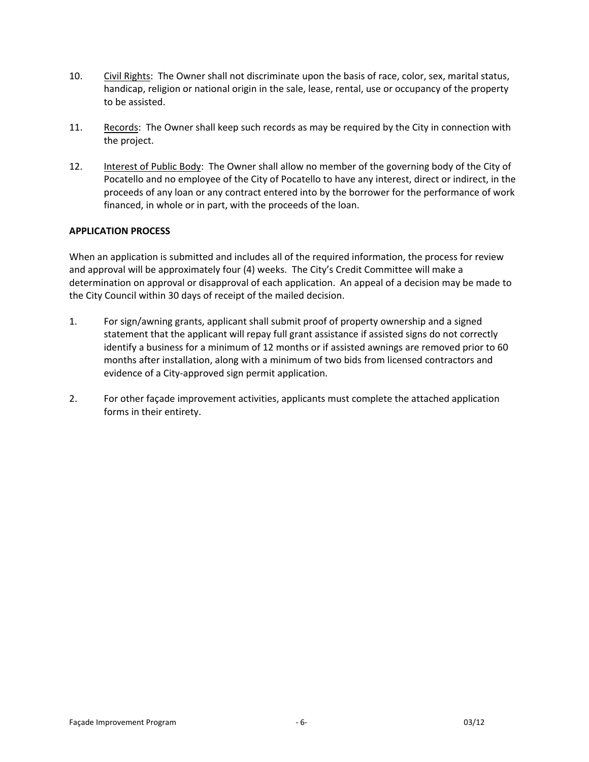10. <u>Civil Rights</u>: The Owner shall not discriminate upon the basis of race, color, sex, marital status, handicap, religion or national origin in the sale, lease, rental, use or occupancy of the property to be assisted.

11. <u>Records</u>: The Owner shall keep such records as may be required by the City in connection with the project.

12. <u>Interest of Public Body</u>: The Owner shall allow no member of the governing body of the City of Pocatello and no employee of the City of Pocatello to have any interest, direct or indirect, in the proceeds of any loan or any contract entered into by the borrower for the performance of work financed, in whole or in part, with the proceeds of the loan.

**APPLICATION PROCESS**

When an application is submitted and includes all of the required information, the process for review and approval will be approximately four (4) weeks. The City's Credit Committee will make a determination on approval or disapproval of each application. An appeal of a decision may be made to the City Council within 30 days of receipt of the mailed decision.

1. For sign/awning grants, applicant shall submit proof of property ownership and a signed statement that the applicant will repay full grant assistance if assisted signs do not correctly identify a business for a minimum of 12 months or if assisted awnings are removed prior to 60 months after installation, along with a minimum of two bids from licensed contractors and evidence of a City-approved sign permit application.

2. For other façade improvement activities, applicants must complete the attached application forms in their entirety.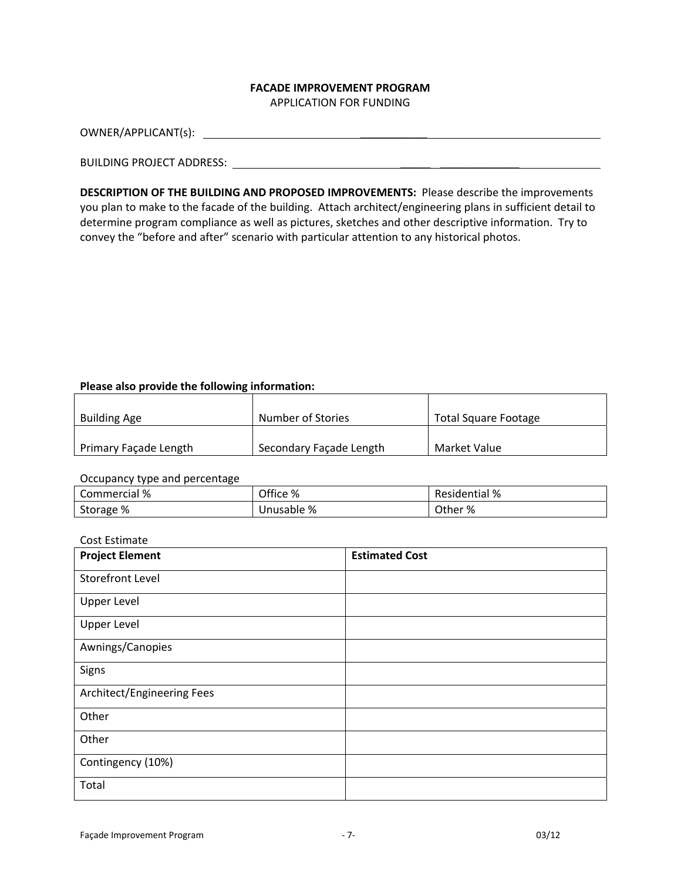**FACADE IMPROVEMENT PROGRAM**
APPLICATION FOR FUNDING

OWNER/APPLICANT(s): ______________________________________________

BUILDING PROJECT ADDRESS: ______________________________________________

**DESCRIPTION OF THE BUILDING AND PROPOSED IMPROVEMENTS:** Please describe the improvements you plan to make to the facade of the building. Attach architect/engineering plans in sufficient detail to determine program compliance as well as pictures, sketches and other descriptive information. Try to convey the "before and after" scenario with particular attention to any historical photos.

**Please also provide the following information:**

| | | |
|---|---|---|
| Building Age | Number of Stories | Total Square Footage |
| Primary Façade Length | Secondary Façade Length | Market Value |

Occupancy type and percentage

| | | |
|---|---|---|
| Commercial % | Office % | Residential % |
| Storage % | Unusable % | Other % |

Cost Estimate

| Project Element | Estimated Cost |
|---|---|
| Storefront Level | |
| Upper Level | |
| Upper Level | |
| Awnings/Canopies | |
| Signs | |
| Architect/Engineering Fees | |
| Other | |
| Other | |
| Contingency (10%) | |
| Total | |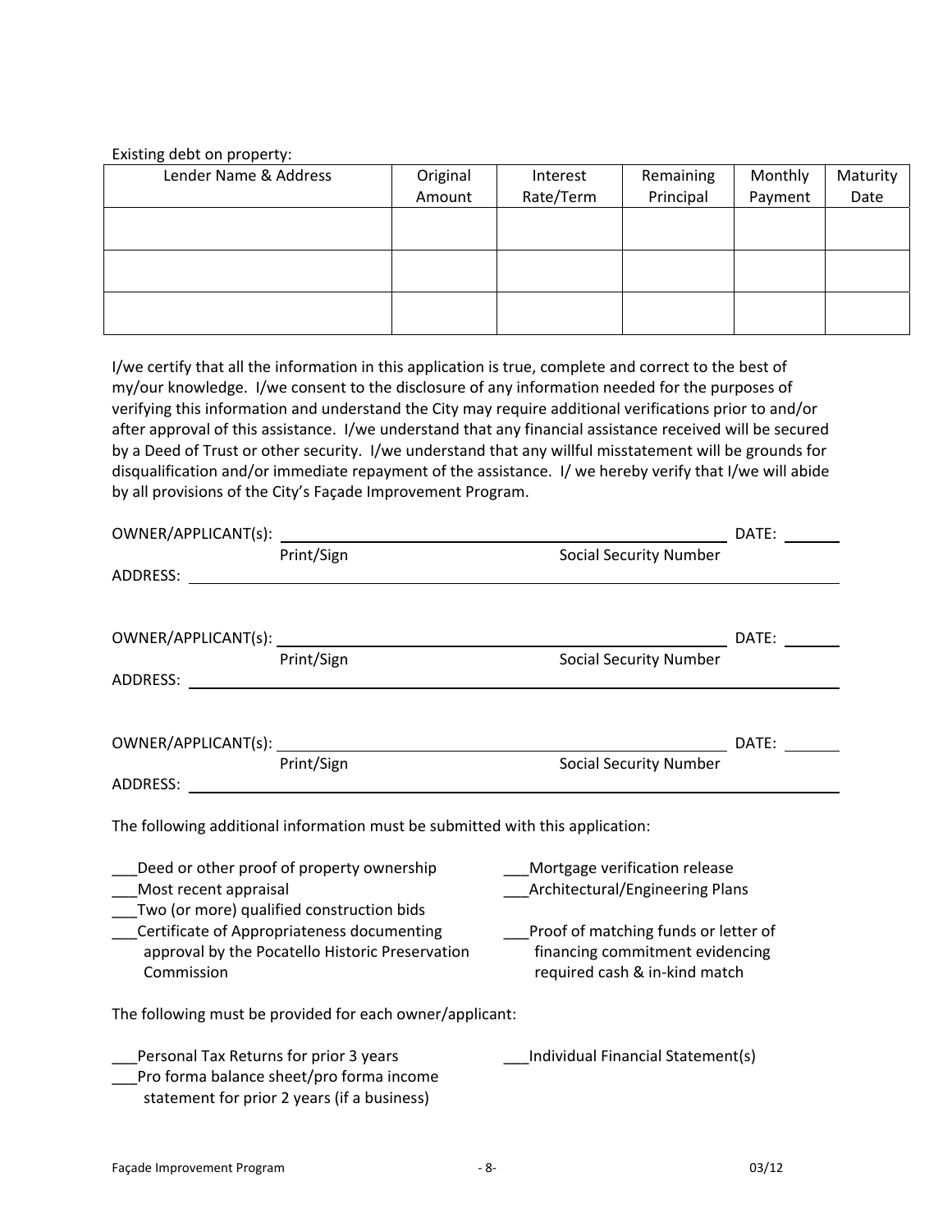Existing debt on property:

| Lender Name & Address | Original Amount | Interest Rate/Term | Remaining Principal | Monthly Payment | Maturity Date |
|---|---|---|---|---|---|
| | | | | | |
| | | | | | |
| | | | | | |

I/we certify that all the information in this application is true, complete and correct to the best of my/our knowledge. I/we consent to the disclosure of any information needed for the purposes of verifying this information and understand the City may require additional verifications prior to and/or after approval of this assistance. I/we understand that any financial assistance received will be secured by a Deed of Trust or other security. I/we understand that any willful misstatement will be grounds for disqualification and/or immediate repayment of the assistance. I/ we hereby verify that I/we will abide by all provisions of the City's Façade Improvement Program.

OWNER/APPLICANT(s): ______________________________ DATE: _______
Print/Sign                                                  Social Security Number
ADDRESS: ________________________________________________

OWNER/APPLICANT(s): ______________________________ DATE: _______
Print/Sign                                                  Social Security Number
ADDRESS: ________________________________________________

OWNER/APPLICANT(s): ______________________________ DATE: _______
Print/Sign                                                  Social Security Number
ADDRESS: ________________________________________________

The following additional information must be submitted with this application:

- ___Deed or other proof of property ownership
- ___Most recent appraisal
- ___Two (or more) qualified construction bids
- ___Certificate of Appropriateness documenting approval by the Pocatello Historic Preservation Commission
- ___Mortgage verification release
- ___Architectural/Engineering Plans
- ___Proof of matching funds or letter of financing commitment evidencing required cash & in-kind match

The following must be provided for each owner/applicant:

- ___Personal Tax Returns for prior 3 years
- ___Pro forma balance sheet/pro forma income statement for prior 2 years (if a business)
- ___Individual Financial Statement(s)